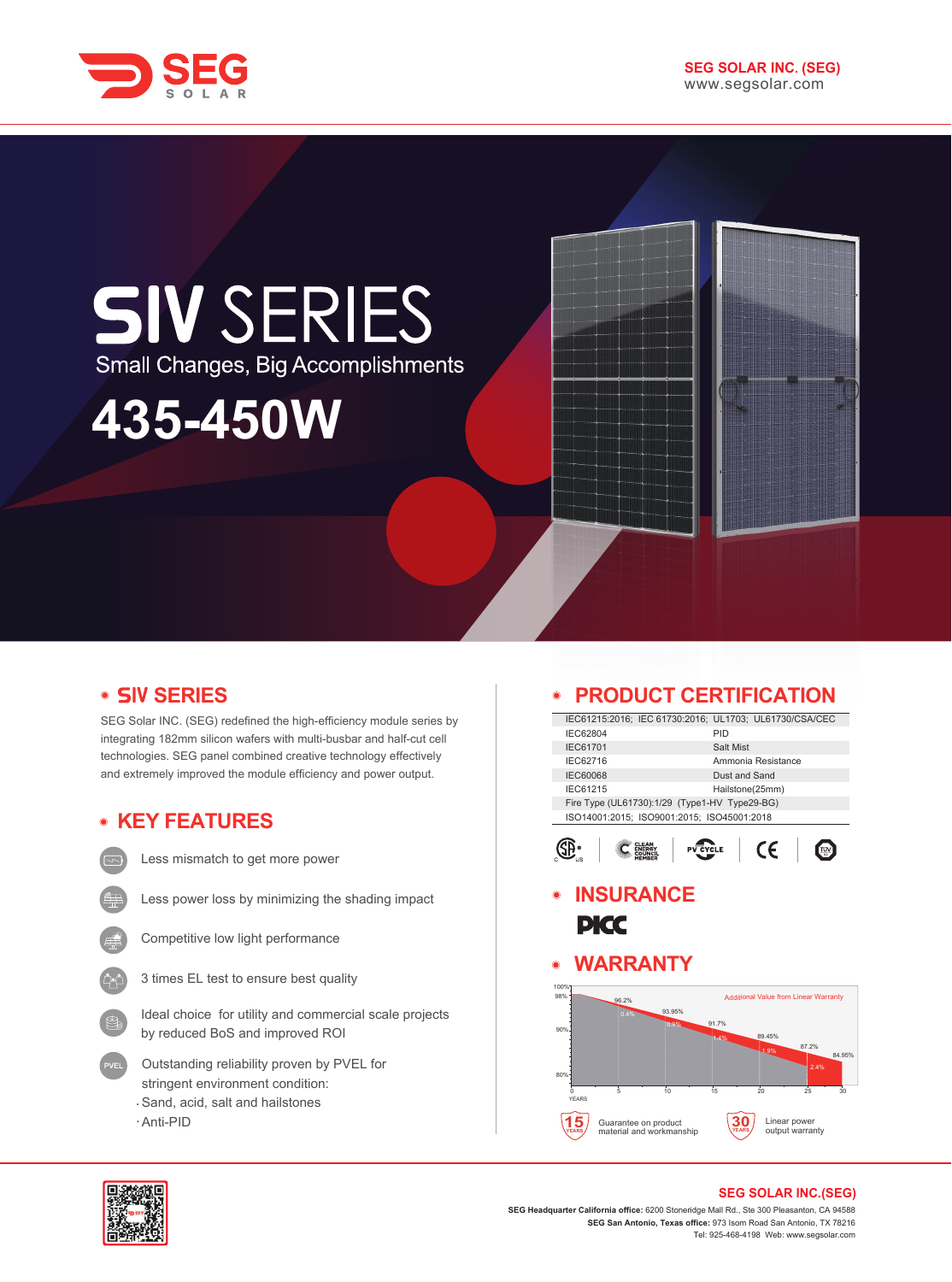SEG SOLAR

**SEG SOLAR INC. (SEG)**
www.segsolar.com

# SIV SERIES

Small Changes, Big Accomplishments

# 435-450W

## SIV SERIES

SEG Solar INC. (SEG) redefined the high-efficiency module series by integrating 182mm silicon wafers with multi-busbar and half-cut cell technologies. SEG panel combined creative technology effectively and extremely improved the module efficiency and power output.

## KEY FEATURES

- Less mismatch to get more power
- Less power loss by minimizing the shading impact
- Competitive low light performance
- 3 times EL test to ensure best quality
- Ideal choice for utility and commercial scale projects by reduced BoS and improved ROI
- Outstanding reliability proven by PVEL for stringent environment condition:
  - Sand, acid, salt and hailstones
  - Anti-PID

## PRODUCT CERTIFICATION

| IEC61215:2016; IEC 61730:2016; UL1703; UL61730/CSA/CEC | |
|---|---|
| IEC62804 | PID |
| IEC61701 | Salt Mist |
| IEC62716 | Ammonia Resistance |
| IEC60068 | Dust and Sand |
| IEC61215 | Hailstone(25mm) |
| Fire Type (UL61730):1/29 (Type1-HV Type29-BG) | |
| ISO14001:2015; ISO9001:2015; ISO45001:2018 | |

## INSURANCE

PICC

## WARRANTY

Additional Value from Linear Warranty

| YEARS | 0 | 1 | 5 | 10 | 15 | 20 | 25 | 30 |
|---|---|---|---|---|---|---|---|---|
| Linear warranty | 98% | 96.2% | 93.95% | 91.7% | 89.45% | 87.2% | 84.95% | |
| Additional value | | 0.4% | 0.9% | 1.4% | 1.9% | 2.4% | | |

- 15 YEARS: Guarantee on product material and workmanship
- 30 YEARS: Linear power output warranty

**SEG SOLAR INC.(SEG)**

**SEG Headquarter California office:** 6200 Stoneridge Mall Rd., Ste 300 Pleasanton, CA 94588
**SEG San Antonio, Texas office:** 973 Isom Road San Antonio, TX 78216
Tel: 925-468-4198 Web: www.segsolar.com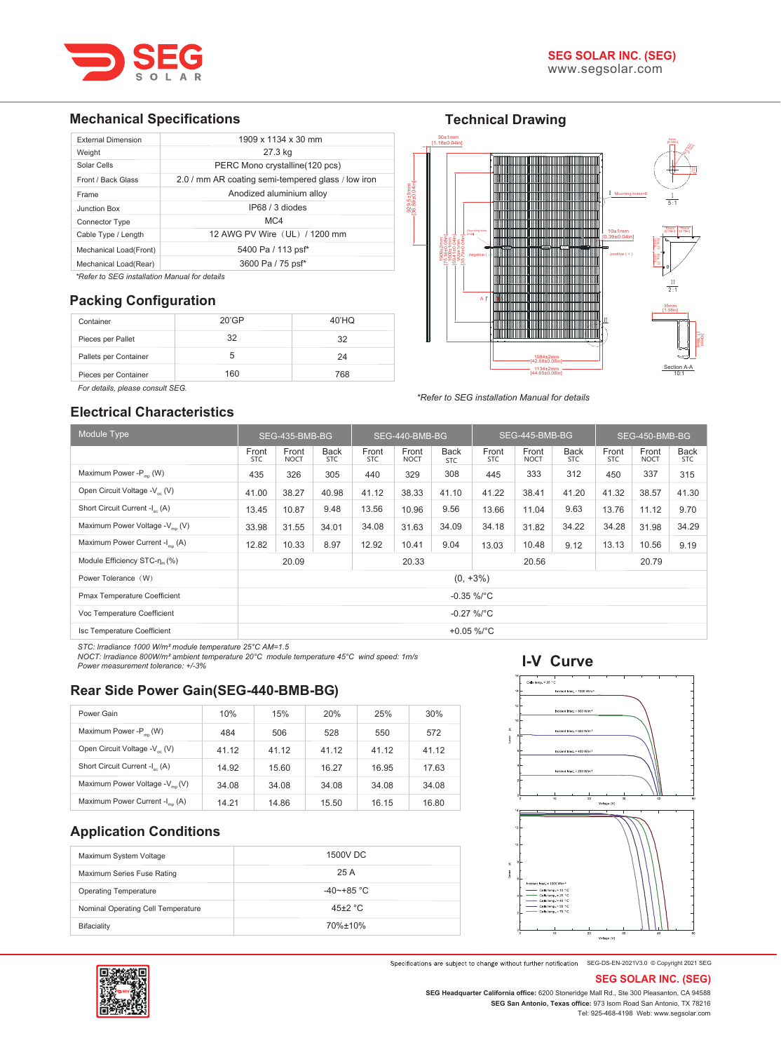SEG SOLAR INC. (SEG)
www.segsolar.com

## Mechanical Specifications

| | |
|---|---|
| External Dimension | 1909 x 1134 x 30 mm |
| Weight | 27.3 kg |
| Solar Cells | PERC Mono crystalline(120 pcs) |
| Front / Back Glass | 2.0 / mm AR coating semi-tempered glass / low iron |
| Frame | Anodized aluminium alloy |
| Junction Box | IP68 / 3 diodes |
| Connector Type | MC4 |
| Cable Type / Length | 12 AWG PV Wire（UL）/ 1200 mm |
| Mechanical Load(Front) | 5400 Pa / 113 psf* |
| Mechanical Load(Rear) | 3600 Pa / 75 psf* |

*Refer to SEG installation Manual for details

## Technical Drawing

30±1mm [1.18±0.04in]
929.5±1mm [36.59±0.04in]
10±1mm [0.39±0.04in]
1084±2mm [42.68±0.08in]
1134±2mm [44.65±0.08in]
Mounting holes×8
negative (-)
positive (+)
I 5:1
II 2:1
35mm [1.38in]
Section A-A 10:1

*Refer to SEG installation Manual for details

## Packing Configuration

| Container | 20'GP | 40'HQ |
|---|---|---|
| Pieces per Pallet | 32 | 32 |
| Pallets per Container | 5 | 24 |
| Pieces per Container | 160 | 768 |

*For details, please consult SEG.*

## Electrical Characteristics

| Module Type | SEG-435-BMB-BG | | | SEG-440-BMB-BG | | | SEG-445-BMB-BG | | | SEG-450-BMB-BG | | |
|---|---|---|---|---|---|---|---|---|---|---|---|---|
| | Front STC | Front NOCT | Back STC | Front STC | Front NOCT | Back STC | Front STC | Front NOCT | Back STC | Front STC | Front NOCT | Back STC |
| Maximum Power -$P_{mp}$ (W) | 435 | 326 | 305 | 440 | 329 | 308 | 445 | 333 | 312 | 450 | 337 | 315 |
| Open Circuit Voltage -$V_{oc}$ (V) | 41.00 | 38.27 | 40.98 | 41.12 | 38.33 | 41.10 | 41.22 | 38.41 | 41.20 | 41.32 | 38.57 | 41.30 |
| Short Circuit Current -$I_{sc}$ (A) | 13.45 | 10.87 | 9.48 | 13.56 | 10.96 | 9.56 | 13.66 | 11.04 | 9.63 | 13.76 | 11.12 | 9.70 |
| Maximum Power Voltage -$V_{mp}$ (V) | 33.98 | 31.55 | 34.01 | 34.08 | 31.63 | 34.09 | 34.18 | 31.82 | 34.22 | 34.28 | 31.98 | 34.29 |
| Maximum Power Current -$I_{mp}$ (A) | 12.82 | 10.33 | 8.97 | 12.92 | 10.41 | 9.04 | 13.03 | 10.48 | 9.12 | 13.13 | 10.56 | 9.19 |
| Module Efficiency STC-$\eta_m$ (%) | 20.09 | | | 20.33 | | | 20.56 | | | 20.79 | | |
| Power Tolerance（W） | (0, +3%) | | | | | | | | | | | |
| Pmax Temperature Coefficient | -0.35 %/°C | | | | | | | | | | | |
| Voc Temperature Coefficient | -0.27 %/°C | | | | | | | | | | | |
| Isc Temperature Coefficient | +0.05 %/°C | | | | | | | | | | | |

*STC: Irradiance 1000 W/m² module temperature 25°C AM=1.5*
*NOCT: Irradiance 800W/m² ambient temperature 20°C module temperature 45°C wind speed: 1m/s*
*Power measurement tolerance: +/-3%*

## Rear Side Power Gain(SEG-440-BMB-BG)

| Power Gain | 10% | 15% | 20% | 25% | 30% |
|---|---|---|---|---|---|
| Maximum Power -$P_{mp}$ (W) | 484 | 506 | 528 | 550 | 572 |
| Open Circuit Voltage -$V_{oc}$ (V) | 41.12 | 41.12 | 41.12 | 41.12 | 41.12 |
| Short Circuit Current -$I_{sc}$ (A) | 14.92 | 15.60 | 16.27 | 16.95 | 17.63 |
| Maximum Power Voltage -$V_{mp}$ (V) | 34.08 | 34.08 | 34.08 | 34.08 | 34.08 |
| Maximum Power Current -$I_{mp}$ (A) | 14.21 | 14.86 | 15.50 | 16.15 | 16.80 |

## I-V Curve

Cells temp. = 25 °C
Incident Irrad. = 1000 W/m²
Incident Irrad. = 800 W/m²
Incident Irrad. = 600 W/m²
Incident Irrad. = 400 W/m²
Incident Irrad. = 200 W/m²
Current (A)
Voltage (V)

Incident Irrad. = 1000 W/m²
Cells temp. = 10 °C
Cells temp. = 25 °C
Cells temp. = 40 °C
Cells temp. = 55 °C
Cells temp. = 70 °C
Current (A)
Voltage (V)

## Application Conditions

| | |
|---|---|
| Maximum System Voltage | 1500V DC |
| Maximum Series Fuse Rating | 25 A |
| Operating Temperature | -40~+85 °C |
| Nominal Operating Cell Temperature | 45±2 °C |
| Bifaciality | 70%±10% |

Specifications are subject to change without further notification  SEG-DS-EN-2021V3.0 © Copyright 2021 SEG

**SEG SOLAR INC. (SEG)**

**SEG Headquarter California office:** 6200 Stoneridge Mall Rd., Ste 300 Pleasanton, CA 94588
**SEG San Antonio, Texas office:** 973 Isom Road San Antonio, TX 78216
Tel: 925-468-4198 Web: www.segsolar.com